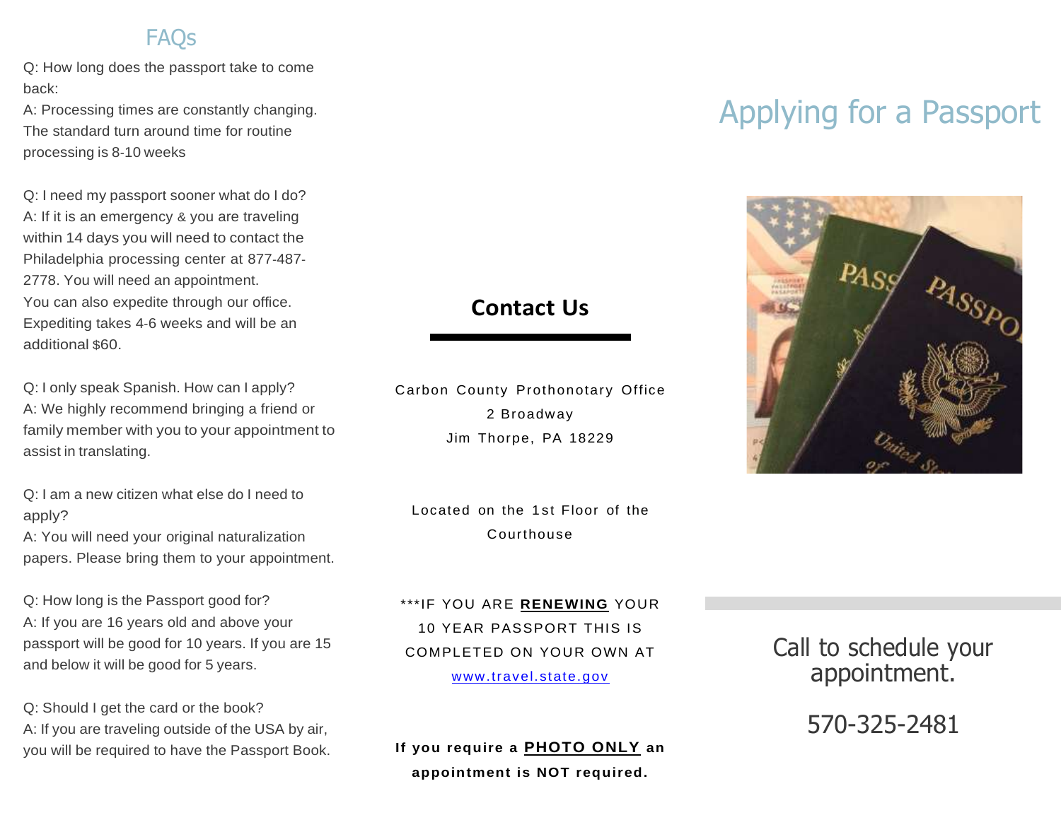## FAQs

Q: How long does the passport take to come back:
A: Processing times are constantly changing. The standard turn around time for routine processing is 8-10 weeks

Q: I need my passport sooner what do I do?
A: If it is an emergency & you are traveling within 14 days you will need to contact the Philadelphia processing center at 877-487-2778. You will need an appointment.
You can also expedite through our office. Expediting takes 4-6 weeks and will be an additional $60.

Q: I only speak Spanish. How can I apply?
A: We highly recommend bringing a friend or family member with you to your appointment to assist in translating.

Q: I am a new citizen what else do I need to apply?
A: You will need your original naturalization papers. Please bring them to your appointment.

Q: How long is the Passport good for?
A: If you are 16 years old and above your passport will be good for 10 years. If you are 15 and below it will be good for 5 years.

Q: Should I get the card or the book?
A: If you are traveling outside of the USA by air, you will be required to have the Passport Book.

## Contact Us

Carbon County Prothonotary Office
2 Broadway
Jim Thorpe, PA 18229

Located on the 1st Floor of the Courthouse

***IF YOU ARE **RENEWING** YOUR 10 YEAR PASSPORT THIS IS COMPLETED ON YOUR OWN AT www.travel.state.gov

**If you require a PHOTO ONLY an appointment is NOT required.**

# Applying for a Passport

Call to schedule your appointment.

570-325-2481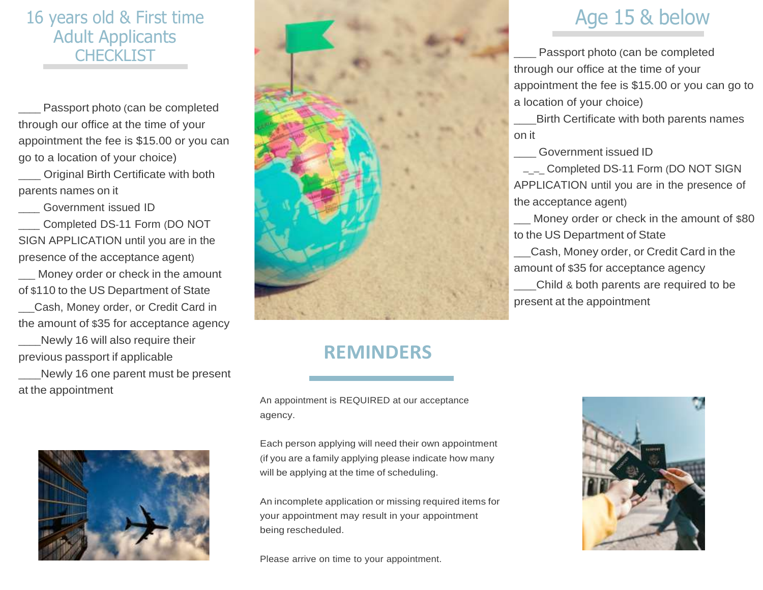## 16 years old & First time Adult Applicants CHECKLIST

___ Passport photo (can be completed through our office at the time of your appointment the fee is $15.00 or you can go to a location of your choice)

___ Original Birth Certificate with both parents names on it

___ Government issued ID

___ Completed DS-11 Form (DO NOT SIGN APPLICATION until you are in the presence of the acceptance agent)

___ Money order or check in the amount of $110 to the US Department of State

___Cash, Money order, or Credit Card in the amount of $35 for acceptance agency

___Newly 16 will also require their previous passport if applicable

___Newly 16 one parent must be present at the appointment

## Age 15 & below

___ Passport photo (can be completed through our office at the time of your appointment the fee is $15.00 or you can go to a location of your choice)

____Birth Certificate with both parents names on it

___ Government issued ID

_-_- Completed DS-11 Form (DO NOT SIGN APPLICATION until you are in the presence of the acceptance agent)

___ Money order or check in the amount of $80 to the US Department of State

___Cash, Money order, or Credit Card in the amount of $35 for acceptance agency

____Child & both parents are required to be present at the appointment

## REMINDERS

An appointment is REQUIRED at our acceptance agency.

Each person applying will need their own appointment (if you are a family applying please indicate how many will be applying at the time of scheduling.

An incomplete application or missing required items for your appointment may result in your appointment being rescheduled.

Please arrive on time to your appointment.